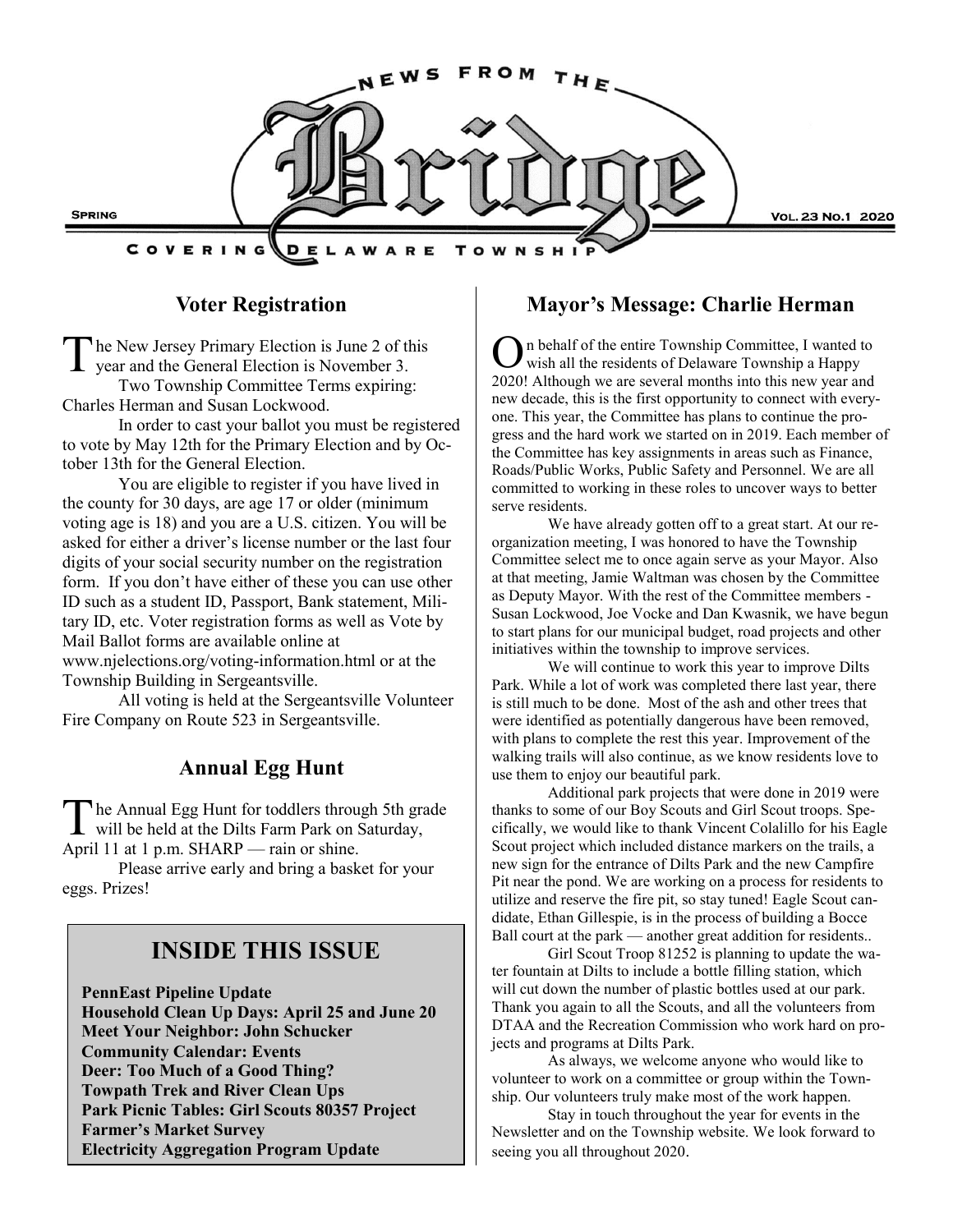# NEWS FROM THE Bridge

COVERING DELAWARE TOWNSHIP

SPRING — VOL. 23 NO. 1 2020

## Voter Registration

The New Jersey Primary Election is June 2 of this year and the General Election is November 3.

Two Township Committee Terms expiring: Charles Herman and Susan Lockwood.

In order to cast your ballot you must be registered to vote by May 12th for the Primary Election and by October 13th for the General Election.

You are eligible to register if you have lived in the county for 30 days, are age 17 or older (minimum voting age is 18) and you are a U.S. citizen. You will be asked for either a driver's license number or the last four digits of your social security number on the registration form. If you don't have either of these you can use other ID such as a student ID, Passport, Bank statement, Military ID, etc. Voter registration forms as well as Vote by Mail Ballot forms are available online at www.njelections.org/voting-information.html or at the Township Building in Sergeantsville.

All voting is held at the Sergeantsville Volunteer Fire Company on Route 523 in Sergeantsville.

## Annual Egg Hunt

The Annual Egg Hunt for toddlers through 5th grade will be held at the Dilts Farm Park on Saturday, April 11 at 1 p.m. SHARP — rain or shine.

Please arrive early and bring a basket for your eggs. Prizes!

## INSIDE THIS ISSUE

**PennEast Pipeline Update**
**Household Clean Up Days: April 25 and June 20**
**Meet Your Neighbor: John Schucker**
**Community Calendar: Events**
**Deer: Too Much of a Good Thing?**
**Towpath Trek and River Clean Ups**
**Park Picnic Tables: Girl Scouts 80357 Project**
**Farmer's Market Survey**
**Electricity Aggregation Program Update**

## Mayor's Message: Charlie Herman

On behalf of the entire Township Committee, I wanted to wish all the residents of Delaware Township a Happy 2020! Although we are several months into this new year and new decade, this is the first opportunity to connect with everyone. This year, the Committee has plans to continue the progress and the hard work we started on in 2019. Each member of the Committee has key assignments in areas such as Finance, Roads/Public Works, Public Safety and Personnel. We are all committed to working in these roles to uncover ways to better serve residents.

We have already gotten off to a great start. At our reorganization meeting, I was honored to have the Township Committee select me to once again serve as your Mayor. Also at that meeting, Jamie Waltman was chosen by the Committee as Deputy Mayor. With the rest of the Committee members - Susan Lockwood, Joe Vocke and Dan Kwasnik, we have begun to start plans for our municipal budget, road projects and other initiatives within the township to improve services.

We will continue to work this year to improve Dilts Park. While a lot of work was completed there last year, there is still much to be done. Most of the ash and other trees that were identified as potentially dangerous have been removed, with plans to complete the rest this year. Improvement of the walking trails will also continue, as we know residents love to use them to enjoy our beautiful park.

Additional park projects that were done in 2019 were thanks to some of our Boy Scouts and Girl Scout troops. Specifically, we would like to thank Vincent Colalillo for his Eagle Scout project which included distance markers on the trails, a new sign for the entrance of Dilts Park and the new Campfire Pit near the pond. We are working on a process for residents to utilize and reserve the fire pit, so stay tuned! Eagle Scout candidate, Ethan Gillespie, is in the process of building a Bocce Ball court at the park — another great addition for residents..

Girl Scout Troop 81252 is planning to update the water fountain at Dilts to include a bottle filling station, which will cut down the number of plastic bottles used at our park. Thank you again to all the Scouts, and all the volunteers from DTAA and the Recreation Commission who work hard on projects and programs at Dilts Park.

As always, we welcome anyone who would like to volunteer to work on a committee or group within the Township. Our volunteers truly make most of the work happen.

Stay in touch throughout the year for events in the Newsletter and on the Township website. We look forward to seeing you all throughout 2020.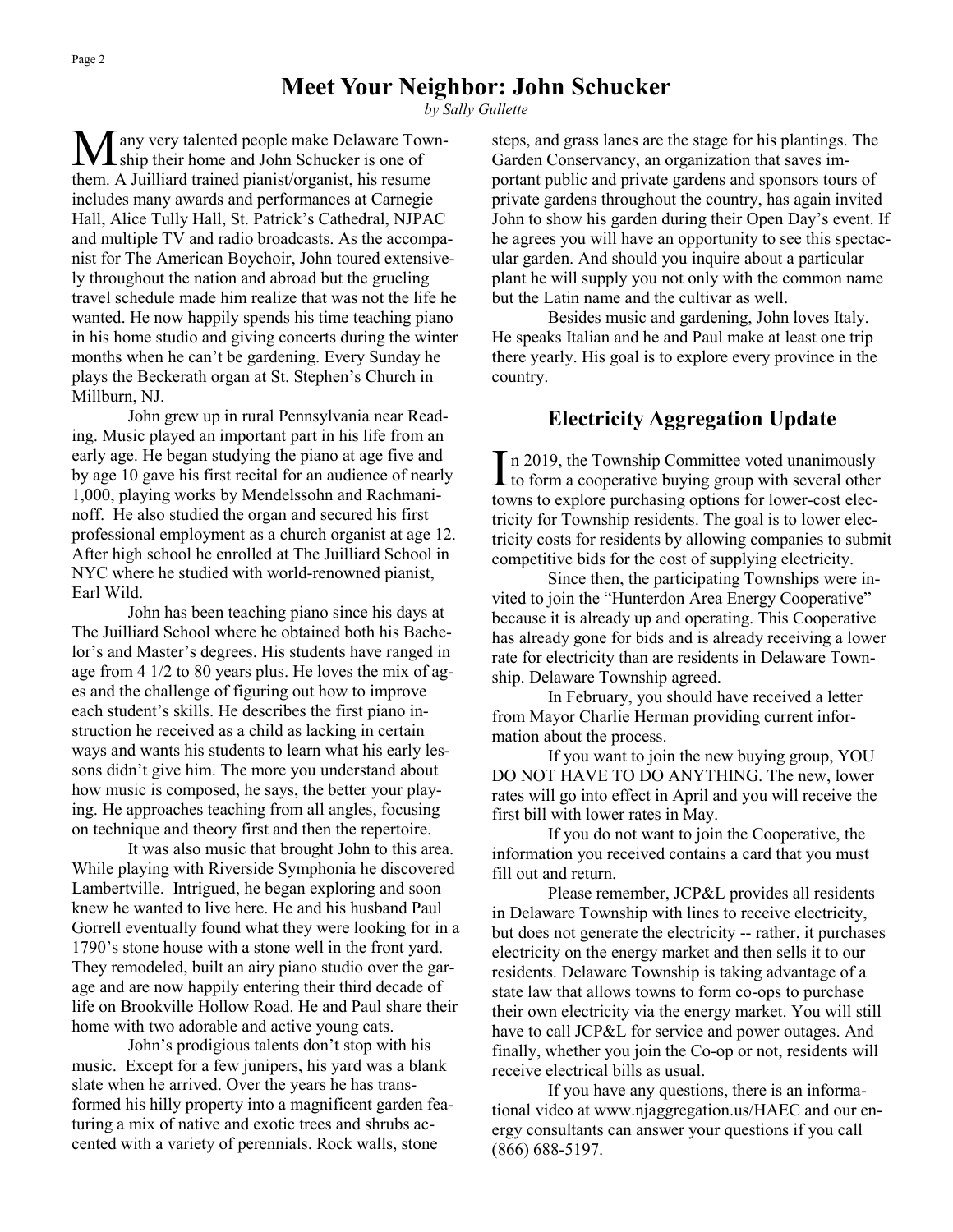## Meet Your Neighbor: John Schucker

*by Sally Gullette*

Many very talented people make Delaware Township their home and John Schucker is one of them. A Juilliard trained pianist/organist, his resume includes many awards and performances at Carnegie Hall, Alice Tully Hall, St. Patrick's Cathedral, NJPAC and multiple TV and radio broadcasts. As the accompanist for The American Boychoir, John toured extensively throughout the nation and abroad but the grueling travel schedule made him realize that was not the life he wanted. He now happily spends his time teaching piano in his home studio and giving concerts during the winter months when he can't be gardening. Every Sunday he plays the Beckerath organ at St. Stephen's Church in Millburn, NJ.

John grew up in rural Pennsylvania near Reading. Music played an important part in his life from an early age. He began studying the piano at age five and by age 10 gave his first recital for an audience of nearly 1,000, playing works by Mendelssohn and Rachmaninoff. He also studied the organ and secured his first professional employment as a church organist at age 12. After high school he enrolled at The Juilliard School in NYC where he studied with world-renowned pianist, Earl Wild.

John has been teaching piano since his days at The Juilliard School where he obtained both his Bachelor's and Master's degrees. His students have ranged in age from 4 1/2 to 80 years plus. He loves the mix of ages and the challenge of figuring out how to improve each student's skills. He describes the first piano instruction he received as a child as lacking in certain ways and wants his students to learn what his early lessons didn't give him. The more you understand about how music is composed, he says, the better your playing. He approaches teaching from all angles, focusing on technique and theory first and then the repertoire.

It was also music that brought John to this area. While playing with Riverside Symphonia he discovered Lambertville. Intrigued, he began exploring and soon knew he wanted to live here. He and his husband Paul Gorrell eventually found what they were looking for in a 1790's stone house with a stone well in the front yard. They remodeled, built an airy piano studio over the garage and are now happily entering their third decade of life on Brookville Hollow Road. He and Paul share their home with two adorable and active young cats.

John's prodigious talents don't stop with his music. Except for a few junipers, his yard was a blank slate when he arrived. Over the years he has transformed his hilly property into a magnificent garden featuring a mix of native and exotic trees and shrubs accented with a variety of perennials. Rock walls, stone steps, and grass lanes are the stage for his plantings. The Garden Conservancy, an organization that saves important public and private gardens and sponsors tours of private gardens throughout the country, has again invited John to show his garden during their Open Day's event. If he agrees you will have an opportunity to see this spectacular garden. And should you inquire about a particular plant he will supply you not only with the common name but the Latin name and the cultivar as well.

Besides music and gardening, John loves Italy. He speaks Italian and he and Paul make at least one trip there yearly. His goal is to explore every province in the country.

## Electricity Aggregation Update

In 2019, the Township Committee voted unanimously to form a cooperative buying group with several other towns to explore purchasing options for lower-cost electricity for Township residents. The goal is to lower electricity costs for residents by allowing companies to submit competitive bids for the cost of supplying electricity.

Since then, the participating Townships were invited to join the "Hunterdon Area Energy Cooperative" because it is already up and operating. This Cooperative has already gone for bids and is already receiving a lower rate for electricity than are residents in Delaware Township. Delaware Township agreed.

In February, you should have received a letter from Mayor Charlie Herman providing current information about the process.

If you want to join the new buying group, YOU DO NOT HAVE TO DO ANYTHING. The new, lower rates will go into effect in April and you will receive the first bill with lower rates in May.

If you do not want to join the Cooperative, the information you received contains a card that you must fill out and return.

Please remember, JCP&L provides all residents in Delaware Township with lines to receive electricity, but does not generate the electricity -- rather, it purchases electricity on the energy market and then sells it to our residents. Delaware Township is taking advantage of a state law that allows towns to form co-ops to purchase their own electricity via the energy market. You will still have to call JCP&L for service and power outages. And finally, whether you join the Co-op or not, residents will receive electrical bills as usual.

If you have any questions, there is an informational video at www.njaggregation.us/HAEC and our energy consultants can answer your questions if you call (866) 688-5197.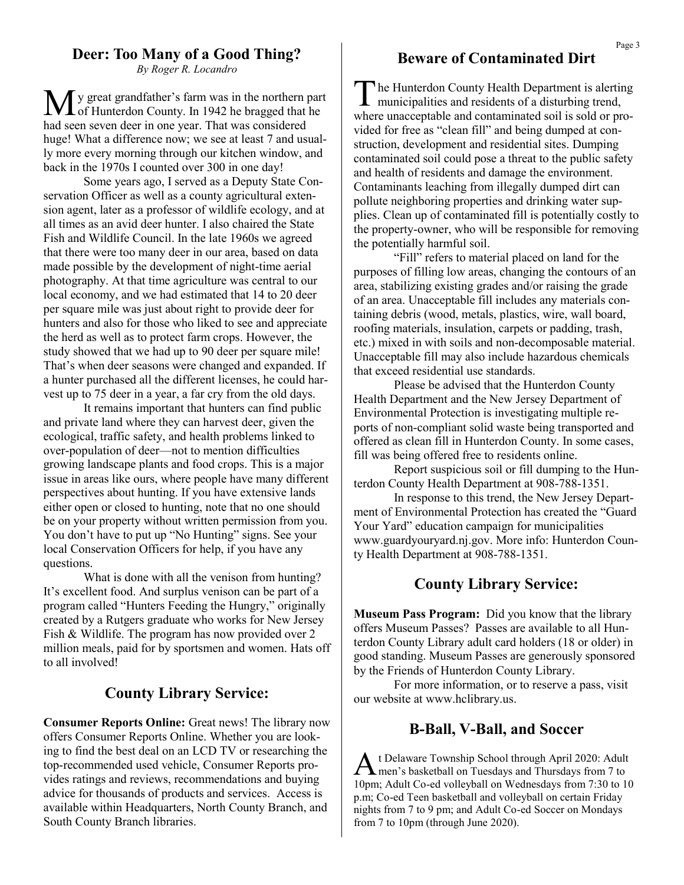## Deer: Too Many of a Good Thing?

*By Roger R. Locandro*

My great grandfather's farm was in the northern part of Hunterdon County. In 1942 he bragged that he had seen seven deer in one year. That was considered huge! What a difference now; we see at least 7 and usually more every morning through our kitchen window, and back in the 1970s I counted over 300 in one day!

Some years ago, I served as a Deputy State Conservation Officer as well as a county agricultural extension agent, later as a professor of wildlife ecology, and at all times as an avid deer hunter. I also chaired the State Fish and Wildlife Council. In the late 1960s we agreed that there were too many deer in our area, based on data made possible by the development of night-time aerial photography. At that time agriculture was central to our local economy, and we had estimated that 14 to 20 deer per square mile was just about right to provide deer for hunters and also for those who liked to see and appreciate the herd as well as to protect farm crops. However, the study showed that we had up to 90 deer per square mile! That's when deer seasons were changed and expanded. If a hunter purchased all the different licenses, he could harvest up to 75 deer in a year, a far cry from the old days.

It remains important that hunters can find public and private land where they can harvest deer, given the ecological, traffic safety, and health problems linked to over-population of deer—not to mention difficulties growing landscape plants and food crops. This is a major issue in areas like ours, where people have many different perspectives about hunting. If you have extensive lands either open or closed to hunting, note that no one should be on your property without written permission from you. You don't have to put up "No Hunting" signs. See your local Conservation Officers for help, if you have any questions.

What is done with all the venison from hunting? It's excellent food. And surplus venison can be part of a program called "Hunters Feeding the Hungry," originally created by a Rutgers graduate who works for New Jersey Fish & Wildlife. The program has now provided over 2 million meals, paid for by sportsmen and women. Hats off to all involved!

## County Library Service:

**Consumer Reports Online:** Great news! The library now offers Consumer Reports Online. Whether you are looking to find the best deal on an LCD TV or researching the top-recommended used vehicle, Consumer Reports provides ratings and reviews, recommendations and buying advice for thousands of products and services. Access is available within Headquarters, North County Branch, and South County Branch libraries.

## Beware of Contaminated Dirt

The Hunterdon County Health Department is alerting municipalities and residents of a disturbing trend, where unacceptable and contaminated soil is sold or provided for free as "clean fill" and being dumped at construction, development and residential sites. Dumping contaminated soil could pose a threat to the public safety and health of residents and damage the environment. Contaminants leaching from illegally dumped dirt can pollute neighboring properties and drinking water supplies. Clean up of contaminated fill is potentially costly to the property-owner, who will be responsible for removing the potentially harmful soil.

"Fill" refers to material placed on land for the purposes of filling low areas, changing the contours of an area, stabilizing existing grades and/or raising the grade of an area. Unacceptable fill includes any materials containing debris (wood, metals, plastics, wire, wall board, roofing materials, insulation, carpets or padding, trash, etc.) mixed in with soils and non-decomposable material. Unacceptable fill may also include hazardous chemicals that exceed residential use standards.

Please be advised that the Hunterdon County Health Department and the New Jersey Department of Environmental Protection is investigating multiple reports of non-compliant solid waste being transported and offered as clean fill in Hunterdon County. In some cases, fill was being offered free to residents online.

Report suspicious soil or fill dumping to the Hunterdon County Health Department at 908-788-1351.

In response to this trend, the New Jersey Department of Environmental Protection has created the "Guard Your Yard" education campaign for municipalities www.guardyouryard.nj.gov. More info: Hunterdon County Health Department at 908-788-1351.

## County Library Service:

**Museum Pass Program:** Did you know that the library offers Museum Passes? Passes are available to all Hunterdon County Library adult card holders (18 or older) in good standing. Museum Passes are generously sponsored by the Friends of Hunterdon County Library.

For more information, or to reserve a pass, visit our website at www.hclibrary.us.

## B-Ball, V-Ball, and Soccer

At Delaware Township School through April 2020: Adult men's basketball on Tuesdays and Thursdays from 7 to 10pm; Adult Co-ed volleyball on Wednesdays from 7:30 to 10 p.m; Co-ed Teen basketball and volleyball on certain Friday nights from 7 to 9 pm; and Adult Co-ed Soccer on Mondays from 7 to 10pm (through June 2020).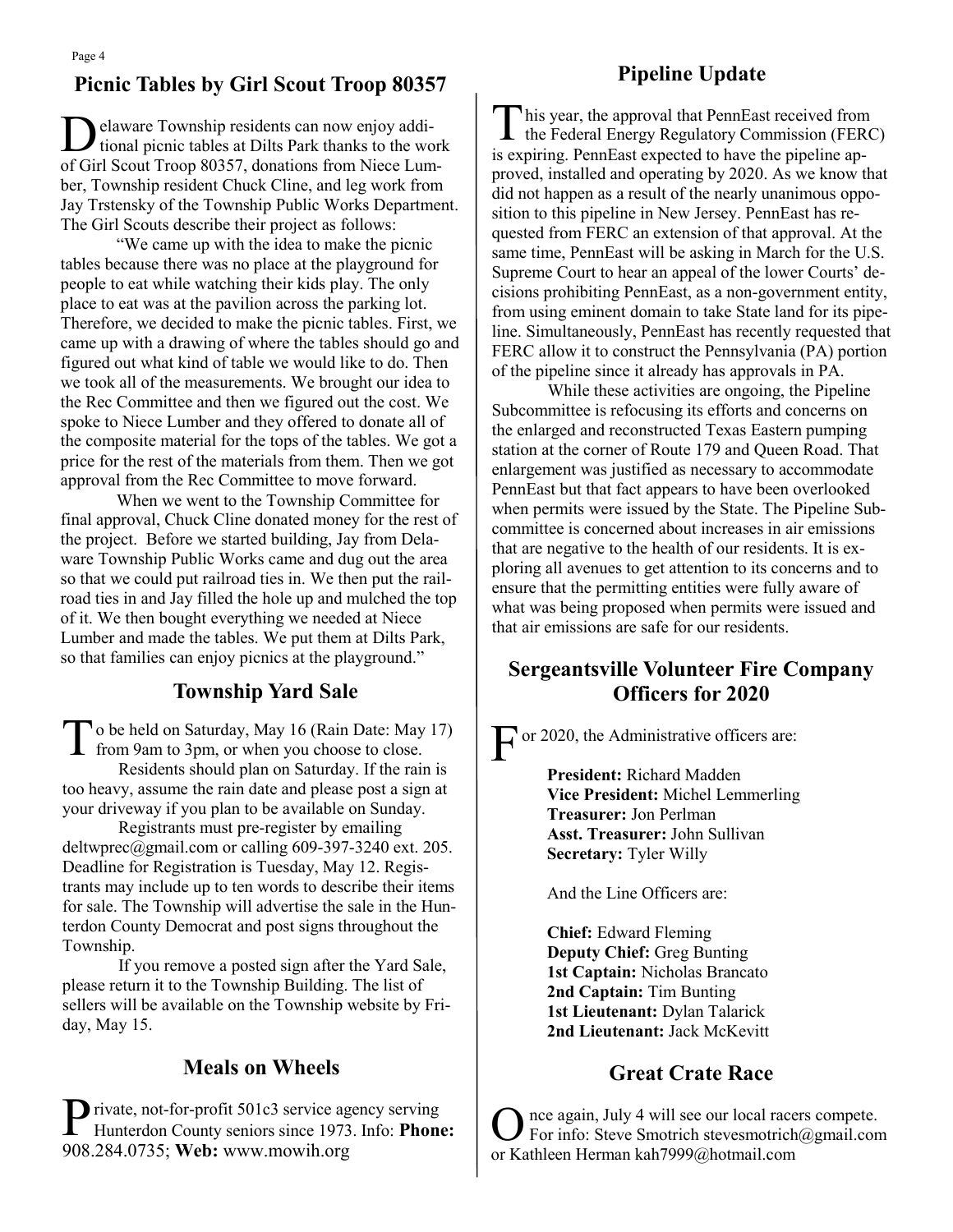## Picnic Tables by Girl Scout Troop 80357

Delaware Township residents can now enjoy additional picnic tables at Dilts Park thanks to the work of Girl Scout Troop 80357, donations from Niece Lumber, Township resident Chuck Cline, and leg work from Jay Trstensky of the Township Public Works Department. The Girl Scouts describe their project as follows:

"We came up with the idea to make the picnic tables because there was no place at the playground for people to eat while watching their kids play. The only place to eat was at the pavilion across the parking lot. Therefore, we decided to make the picnic tables. First, we came up with a drawing of where the tables should go and figured out what kind of table we would like to do. Then we took all of the measurements. We brought our idea to the Rec Committee and then we figured out the cost. We spoke to Niece Lumber and they offered to donate all of the composite material for the tops of the tables. We got a price for the rest of the materials from them. Then we got approval from the Rec Committee to move forward.

When we went to the Township Committee for final approval, Chuck Cline donated money for the rest of the project. Before we started building, Jay from Delaware Township Public Works came and dug out the area so that we could put railroad ties in. We then put the railroad ties in and Jay filled the hole up and mulched the top of it. We then bought everything we needed at Niece Lumber and made the tables. We put them at Dilts Park, so that families can enjoy picnics at the playground."

## Township Yard Sale

To be held on Saturday, May 16 (Rain Date: May 17) from 9am to 3pm, or when you choose to close.

Residents should plan on Saturday. If the rain is too heavy, assume the rain date and please post a sign at your driveway if you plan to be available on Sunday.

Registrants must pre-register by emailing deltwprec@gmail.com or calling 609-397-3240 ext. 205. Deadline for Registration is Tuesday, May 12. Registrants may include up to ten words to describe their items for sale. The Township will advertise the sale in the Hunterdon County Democrat and post signs throughout the Township.

If you remove a posted sign after the Yard Sale, please return it to the Township Building. The list of sellers will be available on the Township website by Friday, May 15.

## Meals on Wheels

Private, not-for-profit 501c3 service agency serving Hunterdon County seniors since 1973. Info: **Phone:** 908.284.0735; **Web:** www.mowih.org

## Pipeline Update

This year, the approval that PennEast received from the Federal Energy Regulatory Commission (FERC) is expiring. PennEast expected to have the pipeline approved, installed and operating by 2020. As we know that did not happen as a result of the nearly unanimous opposition to this pipeline in New Jersey. PennEast has requested from FERC an extension of that approval. At the same time, PennEast will be asking in March for the U.S. Supreme Court to hear an appeal of the lower Courts' decisions prohibiting PennEast, as a non-government entity, from using eminent domain to take State land for its pipeline. Simultaneously, PennEast has recently requested that FERC allow it to construct the Pennsylvania (PA) portion of the pipeline since it already has approvals in PA.

While these activities are ongoing, the Pipeline Subcommittee is refocusing its efforts and concerns on the enlarged and reconstructed Texas Eastern pumping station at the corner of Route 179 and Queen Road. That enlargement was justified as necessary to accommodate PennEast but that fact appears to have been overlooked when permits were issued by the State. The Pipeline Subcommittee is concerned about increases in air emissions that are negative to the health of our residents. It is exploring all avenues to get attention to its concerns and to ensure that the permitting entities were fully aware of what was being proposed when permits were issued and that air emissions are safe for our residents.

## Sergeantsville Volunteer Fire Company Officers for 2020

For 2020, the Administrative officers are:

**President:** Richard Madden
**Vice President:** Michel Lemmerling
**Treasurer:** Jon Perlman
**Asst. Treasurer:** John Sullivan
**Secretary:** Tyler Willy

And the Line Officers are:

**Chief:** Edward Fleming
**Deputy Chief:** Greg Bunting
**1st Captain:** Nicholas Brancato
**2nd Captain:** Tim Bunting
**1st Lieutenant:** Dylan Talarick
**2nd Lieutenant:** Jack McKevitt

## Great Crate Race

Once again, July 4 will see our local racers compete. For info: Steve Smotrich stevesmotrich@gmail.com or Kathleen Herman kah7999@hotmail.com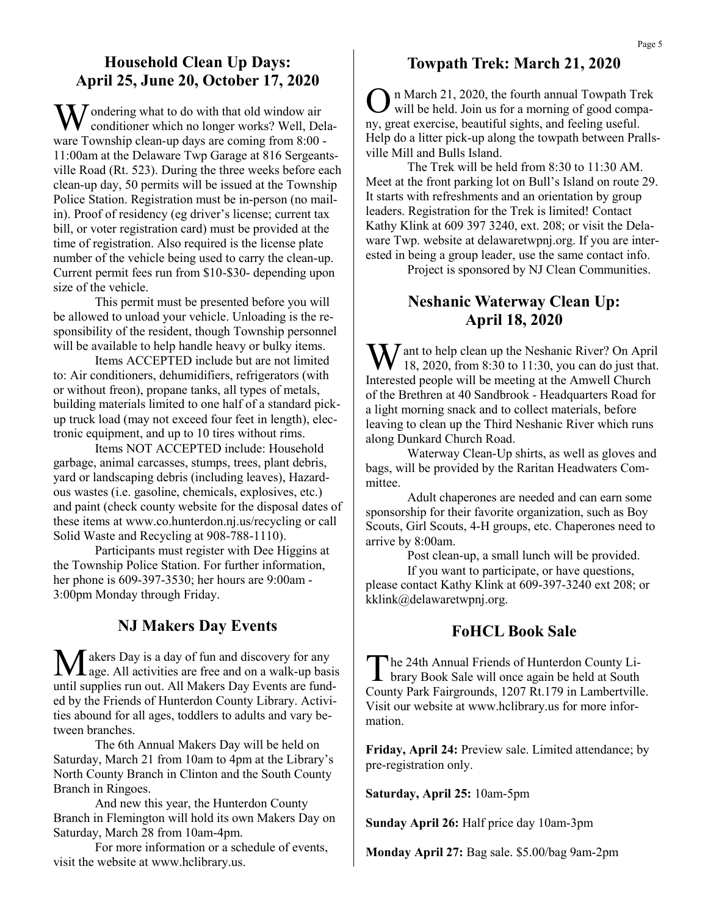## Household Clean Up Days: April 25, June 20, October 17, 2020

Wondering what to do with that old window air conditioner which no longer works? Well, Delaware Township clean-up days are coming from 8:00 - 11:00am at the Delaware Twp Garage at 816 Sergeantsville Road (Rt. 523). During the three weeks before each clean-up day, 50 permits will be issued at the Township Police Station. Registration must be in-person (no mail-in). Proof of residency (eg driver's license; current tax bill, or voter registration card) must be provided at the time of registration. Also required is the license plate number of the vehicle being used to carry the clean-up. Current permit fees run from $10-$30- depending upon size of the vehicle.

This permit must be presented before you will be allowed to unload your vehicle. Unloading is the responsibility of the resident, though Township personnel will be available to help handle heavy or bulky items.

Items ACCEPTED include but are not limited to: Air conditioners, dehumidifiers, refrigerators (with or without freon), propane tanks, all types of metals, building materials limited to one half of a standard pick-up truck load (may not exceed four feet in length), electronic equipment, and up to 10 tires without rims.

Items NOT ACCEPTED include: Household garbage, animal carcasses, stumps, trees, plant debris, yard or landscaping debris (including leaves), Hazardous wastes (i.e. gasoline, chemicals, explosives, etc.) and paint (check county website for the disposal dates of these items at www.co.hunterdon.nj.us/recycling or call Solid Waste and Recycling at 908-788-1110).

Participants must register with Dee Higgins at the Township Police Station. For further information, her phone is 609-397-3530; her hours are 9:00am - 3:00pm Monday through Friday.

## NJ Makers Day Events

Makers Day is a day of fun and discovery for any age. All activities are free and on a walk-up basis until supplies run out. All Makers Day Events are funded by the Friends of Hunterdon County Library. Activities abound for all ages, toddlers to adults and vary between branches.

The 6th Annual Makers Day will be held on Saturday, March 21 from 10am to 4pm at the Library's North County Branch in Clinton and the South County Branch in Ringoes.

And new this year, the Hunterdon County Branch in Flemington will hold its own Makers Day on Saturday, March 28 from 10am-4pm.

For more information or a schedule of events, visit the website at www.hclibrary.us.

## Towpath Trek: March 21, 2020

On March 21, 2020, the fourth annual Towpath Trek will be held. Join us for a morning of good company, great exercise, beautiful sights, and feeling useful. Help do a litter pick-up along the towpath between Prallsville Mill and Bulls Island.

The Trek will be held from 8:30 to 11:30 AM. Meet at the front parking lot on Bull's Island on route 29. It starts with refreshments and an orientation by group leaders. Registration for the Trek is limited! Contact Kathy Klink at 609 397 3240, ext. 208; or visit the Delaware Twp. website at delawaretwpnj.org. If you are interested in being a group leader, use the same contact info.

Project is sponsored by NJ Clean Communities.

## Neshanic Waterway Clean Up: April 18, 2020

Want to help clean up the Neshanic River? On April 18, 2020, from 8:30 to 11:30, you can do just that. Interested people will be meeting at the Amwell Church of the Brethren at 40 Sandbrook - Headquarters Road for a light morning snack and to collect materials, before leaving to clean up the Third Neshanic River which runs along Dunkard Church Road.

Waterway Clean-Up shirts, as well as gloves and bags, will be provided by the Raritan Headwaters Committee.

Adult chaperones are needed and can earn some sponsorship for their favorite organization, such as Boy Scouts, Girl Scouts, 4-H groups, etc. Chaperones need to arrive by 8:00am.

Post clean-up, a small lunch will be provided.

If you want to participate, or have questions, please contact Kathy Klink at 609-397-3240 ext 208; or kklink@delawaretwpnj.org.

## FoHCL Book Sale

The 24th Annual Friends of Hunterdon County Library Book Sale will once again be held at South County Park Fairgrounds, 1207 Rt.179 in Lambertville. Visit our website at www.hclibrary.us for more information.

**Friday, April 24:** Preview sale. Limited attendance; by pre-registration only.

**Saturday, April 25:** 10am-5pm

**Sunday April 26:** Half price day 10am-3pm

**Monday April 27:** Bag sale. $5.00/bag 9am-2pm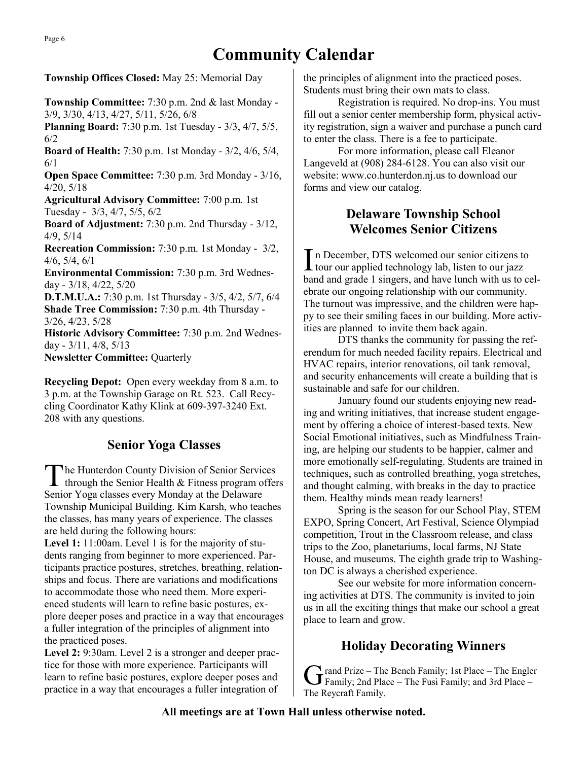# Community Calendar

**Township Offices Closed:** May 25: Memorial Day

**Township Committee:** 7:30 p.m. 2nd & last Monday - 3/9, 3/30, 4/13, 4/27, 5/11, 5/26, 6/8
**Planning Board:** 7:30 p.m. 1st Tuesday - 3/3, 4/7, 5/5, 6/2
**Board of Health:** 7:30 p.m. 1st Monday - 3/2, 4/6, 5/4, 6/1
**Open Space Committee:** 7:30 p.m. 3rd Monday - 3/16, 4/20, 5/18
**Agricultural Advisory Committee:** 7:00 p.m. 1st Tuesday - 3/3, 4/7, 5/5, 6/2
**Board of Adjustment:** 7:30 p.m. 2nd Thursday - 3/12, 4/9, 5/14
**Recreation Commission:** 7:30 p.m. 1st Monday - 3/2, 4/6, 5/4, 6/1
**Environmental Commission:** 7:30 p.m. 3rd Wednesday - 3/18, 4/22, 5/20
**D.T.M.U.A.:** 7:30 p.m. 1st Thursday - 3/5, 4/2, 5/7, 6/4
**Shade Tree Commission:** 7:30 p.m. 4th Thursday - 3/26, 4/23, 5/28
**Historic Advisory Committee:** 7:30 p.m. 2nd Wednesday - 3/11, 4/8, 5/13
**Newsletter Committee:** Quarterly

**Recycling Depot:** Open every weekday from 8 a.m. to 3 p.m. at the Township Garage on Rt. 523. Call Recycling Coordinator Kathy Klink at 609-397-3240 Ext. 208 with any questions.

## Senior Yoga Classes

The Hunterdon County Division of Senior Services through the Senior Health & Fitness program offers Senior Yoga classes every Monday at the Delaware Township Municipal Building. Kim Karsh, who teaches the classes, has many years of experience. The classes are held during the following hours:

**Level 1:** 11:00am. Level 1 is for the majority of students ranging from beginner to more experienced. Participants practice postures, stretches, breathing, relationships and focus. There are variations and modifications to accommodate those who need them. More experienced students will learn to refine basic postures, explore deeper poses and practice in a way that encourages a fuller integration of the principles of alignment into the practiced poses.

**Level 2:** 9:30am. Level 2 is a stronger and deeper practice for those with more experience. Participants will learn to refine basic postures, explore deeper poses and practice in a way that encourages a fuller integration of the principles of alignment into the practiced poses. Students must bring their own mats to class.

Registration is required. No drop-ins. You must fill out a senior center membership form, physical activity registration, sign a waiver and purchase a punch card to enter the class. There is a fee to participate.

For more information, please call Eleanor Langeveld at (908) 284-6128. You can also visit our website: www.co.hunterdon.nj.us to download our forms and view our catalog.

## Delaware Township School Welcomes Senior Citizens

In December, DTS welcomed our senior citizens to tour our applied technology lab, listen to our jazz band and grade 1 singers, and have lunch with us to celebrate our ongoing relationship with our community. The turnout was impressive, and the children were happy to see their smiling faces in our building. More activities are planned to invite them back again.

DTS thanks the community for passing the referendum for much needed facility repairs. Electrical and HVAC repairs, interior renovations, oil tank removal, and security enhancements will create a building that is sustainable and safe for our children.

January found our students enjoying new reading and writing initiatives, that increase student engagement by offering a choice of interest-based texts. New Social Emotional initiatives, such as Mindfulness Training, are helping our students to be happier, calmer and more emotionally self-regulating. Students are trained in techniques, such as controlled breathing, yoga stretches, and thought calming, with breaks in the day to practice them. Healthy minds mean ready learners!

Spring is the season for our School Play, STEM EXPO, Spring Concert, Art Festival, Science Olympiad competition, Trout in the Classroom release, and class trips to the Zoo, planetariums, local farms, NJ State House, and museums. The eighth grade trip to Washington DC is always a cherished experience.

See our website for more information concerning activities at DTS. The community is invited to join us in all the exciting things that make our school a great place to learn and grow.

## Holiday Decorating Winners

Grand Prize – The Bench Family; 1st Place – The Engler Family; 2nd Place – The Fusi Family; and 3rd Place – The Reycraft Family.

**All meetings are at Town Hall unless otherwise noted.**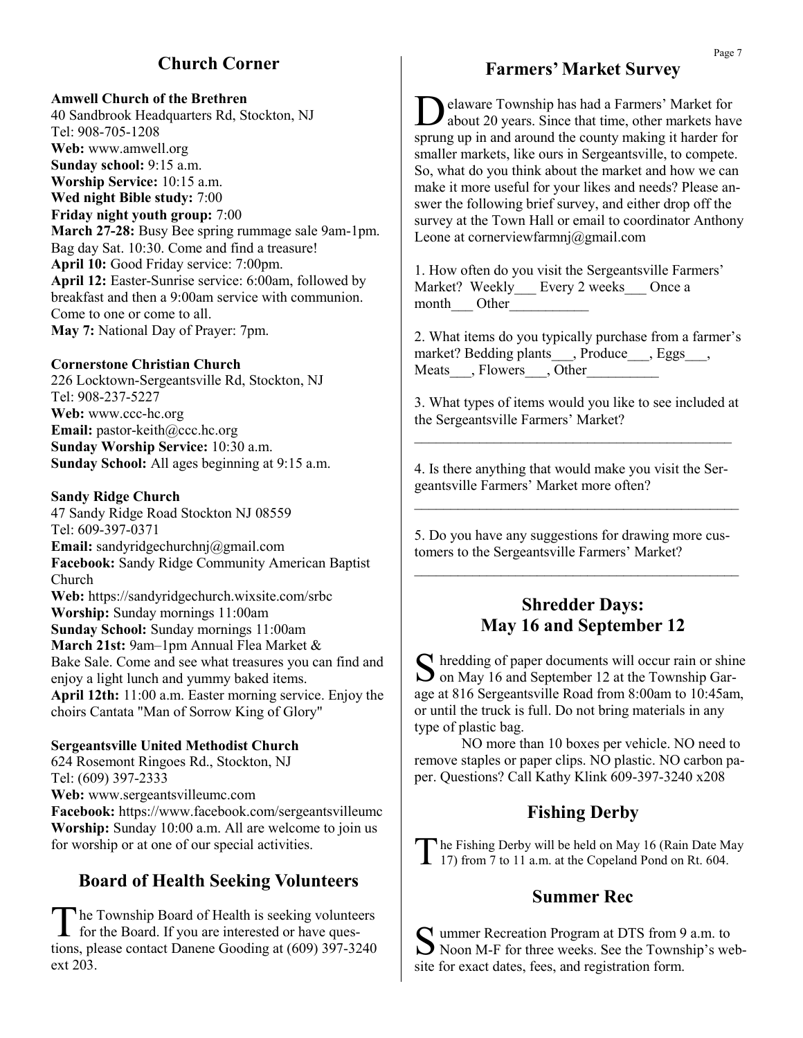## Church Corner

**Amwell Church of the Brethren**
40 Sandbrook Headquarters Rd, Stockton, NJ
Tel: 908-705-1208
**Web:** www.amwell.org
**Sunday school:** 9:15 a.m.
**Worship Service:** 10:15 a.m.
**Wed night Bible study:** 7:00
**Friday night youth group:** 7:00
**March 27-28:** Busy Bee spring rummage sale 9am-1pm. Bag day Sat. 10:30. Come and find a treasure!
**April 10:** Good Friday service: 7:00pm.
**April 12:** Easter-Sunrise service: 6:00am, followed by breakfast and then a 9:00am service with communion. Come to one or come to all.
**May 7:** National Day of Prayer: 7pm.

**Cornerstone Christian Church**
226 Locktown-Sergeantsville Rd, Stockton, NJ
Tel: 908-237-5227
**Web:** www.ccc-hc.org
**Email:** pastor-keith@ccc.hc.org
**Sunday Worship Service:** 10:30 a.m.
**Sunday School:** All ages beginning at 9:15 a.m.

**Sandy Ridge Church**
47 Sandy Ridge Road Stockton NJ 08559
Tel: 609-397-0371
**Email:** sandyridgechurchnj@gmail.com
**Facebook:** Sandy Ridge Community American Baptist Church
**Web:** https://sandyridgechurch.wixsite.com/srbc
**Worship:** Sunday mornings 11:00am
**Sunday School:** Sunday mornings 11:00am
**March 21st:** 9am–1pm Annual Flea Market & Bake Sale. Come and see what treasures you can find and enjoy a light lunch and yummy baked items.
**April 12th:** 11:00 a.m. Easter morning service. Enjoy the choirs Cantata "Man of Sorrow King of Glory"

**Sergeantsville United Methodist Church**
624 Rosemont Ringoes Rd., Stockton, NJ
Tel: (609) 397-2333
**Web:** www.sergeantsvilleumc.com
**Facebook:** https://www.facebook.com/sergeantsvilleumc
**Worship:** Sunday 10:00 a.m. All are welcome to join us for worship or at one of our special activities.

## Board of Health Seeking Volunteers

The Township Board of Health is seeking volunteers for the Board. If you are interested or have questions, please contact Danene Gooding at (609) 397-3240 ext 203.

## Farmers' Market Survey

Delaware Township has had a Farmers' Market for about 20 years. Since that time, other markets have sprung up in and around the county making it harder for smaller markets, like ours in Sergeantsville, to compete. So, what do you think about the market and how we can make it more useful for your likes and needs? Please answer the following brief survey, and either drop off the survey at the Town Hall or email to coordinator Anthony Leone at cornerviewfarmnj@gmail.com

1. How often do you visit the Sergeantsville Farmers' Market? Weekly___ Every 2 weeks___ Once a month___ Other___________

2. What items do you typically purchase from a farmer's market? Bedding plants___, Produce___, Eggs___, Meats___, Flowers___, Other__________

3. What types of items would you like to see included at the Sergeantsville Farmers' Market?

_____________________________________________

4. Is there anything that would make you visit the Sergeantsville Farmers' Market more often?

_____________________________________________

5. Do you have any suggestions for drawing more customers to the Sergeantsville Farmers' Market?

_____________________________________________

## Shredder Days: May 16 and September 12

Shredding of paper documents will occur rain or shine on May 16 and September 12 at the Township Garage at 816 Sergeantsville Road from 8:00am to 10:45am, or until the truck is full. Do not bring materials in any type of plastic bag.

NO more than 10 boxes per vehicle. NO need to remove staples or paper clips. NO plastic. NO carbon paper. Questions? Call Kathy Klink 609-397-3240 x208

## Fishing Derby

The Fishing Derby will be held on May 16 (Rain Date May 17) from 7 to 11 a.m. at the Copeland Pond on Rt. 604.

## Summer Rec

Summer Recreation Program at DTS from 9 a.m. to Noon M-F for three weeks. See the Township's website for exact dates, fees, and registration form.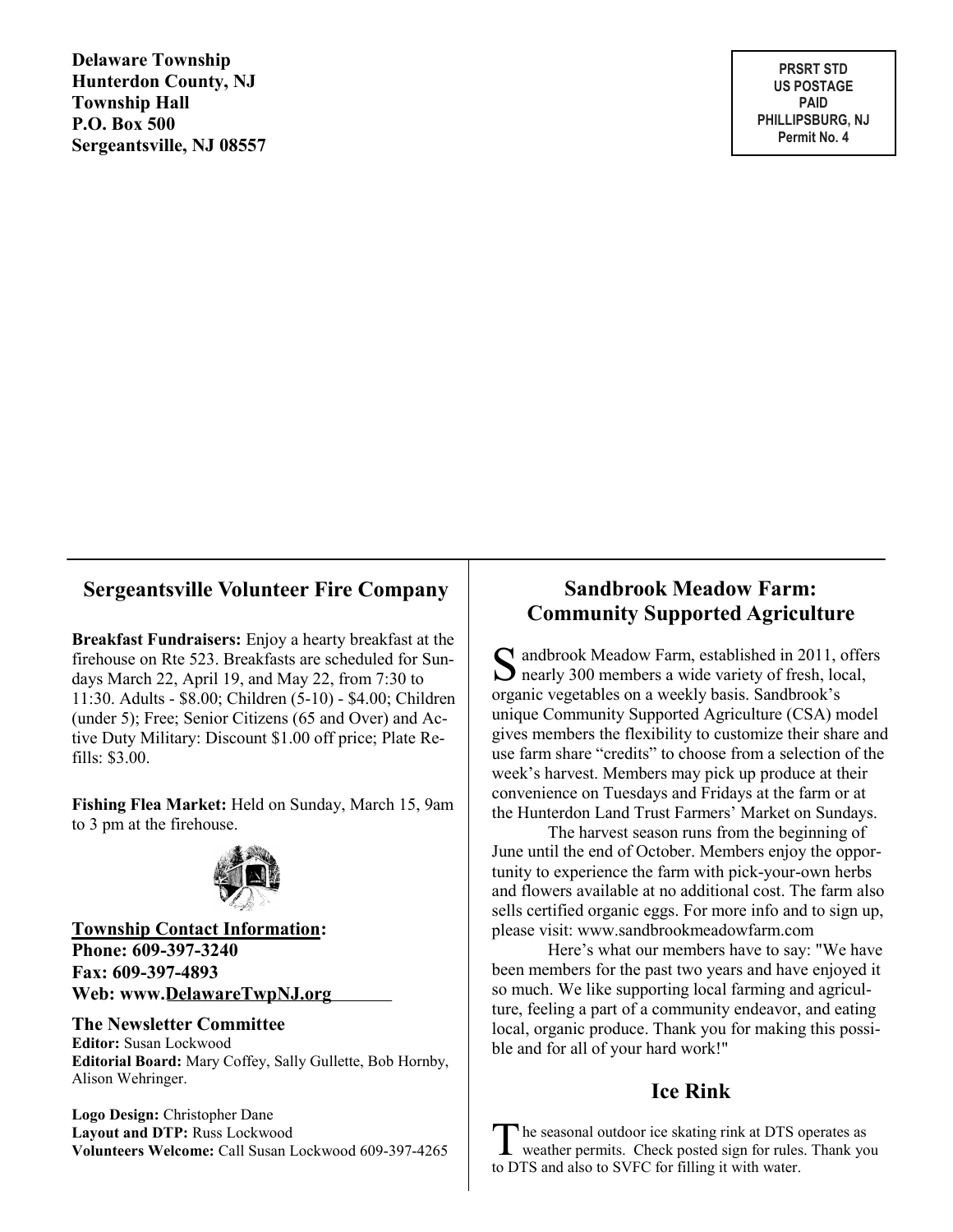**Delaware Township**
**Hunterdon County, NJ**
**Township Hall**
**P.O. Box 500**
**Sergeantsville, NJ 08557**

**PRSRT STD**
**US POSTAGE**
**PAID**
**PHILLIPSBURG, NJ**
**Permit No. 4**

## Sergeantsville Volunteer Fire Company

**Breakfast Fundraisers:** Enjoy a hearty breakfast at the firehouse on Rte 523. Breakfasts are scheduled for Sundays March 22, April 19, and May 22, from 7:30 to 11:30. Adults - $8.00; Children (5-10) - $4.00; Children (under 5); Free; Senior Citizens (65 and Over) and Active Duty Military: Discount $1.00 off price; Plate Refills: $3.00.

**Fishing Flea Market:** Held on Sunday, March 15, 9am to 3 pm at the firehouse.

**Township Contact Information:**
**Phone: 609-397-3240**
**Fax: 609-397-4893**
**Web: www.DelawareTwpNJ.org**

**The Newsletter Committee**
**Editor:** Susan Lockwood
**Editorial Board:** Mary Coffey, Sally Gullette, Bob Hornby, Alison Wehringer.

**Logo Design:** Christopher Dane
**Layout and DTP:** Russ Lockwood
**Volunteers Welcome:** Call Susan Lockwood 609-397-4265

## Sandbrook Meadow Farm: Community Supported Agriculture

Sandbrook Meadow Farm, established in 2011, offers nearly 300 members a wide variety of fresh, local, organic vegetables on a weekly basis. Sandbrook's unique Community Supported Agriculture (CSA) model gives members the flexibility to customize their share and use farm share "credits" to choose from a selection of the week's harvest. Members may pick up produce at their convenience on Tuesdays and Fridays at the farm or at the Hunterdon Land Trust Farmers' Market on Sundays.

The harvest season runs from the beginning of June until the end of October. Members enjoy the opportunity to experience the farm with pick-your-own herbs and flowers available at no additional cost. The farm also sells certified organic eggs. For more info and to sign up, please visit: www.sandbrookmeadowfarm.com

Here's what our members have to say: "We have been members for the past two years and have enjoyed it so much. We like supporting local farming and agriculture, feeling a part of a community endeavor, and eating local, organic produce. Thank you for making this possible and for all of your hard work!"

## Ice Rink

The seasonal outdoor ice skating rink at DTS operates as weather permits. Check posted sign for rules. Thank you to DTS and also to SVFC for filling it with water.